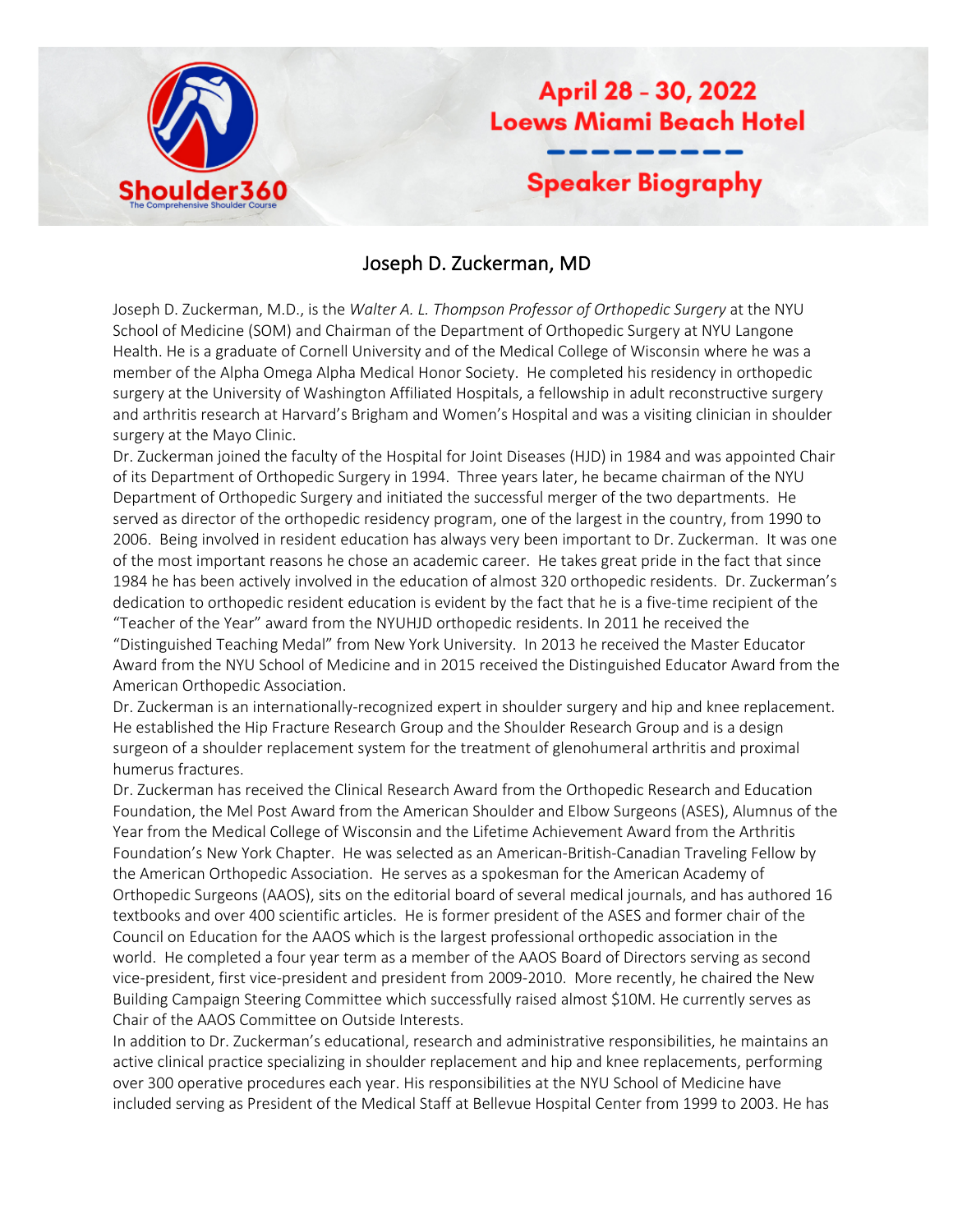April 28 – 30, 2022
Loews Miami Beach Hotel

Speaker Biography

# Joseph D. Zuckerman, MD

Joseph D. Zuckerman, M.D., is the *Walter A. L. Thompson Professor of Orthopedic Surgery* at the NYU School of Medicine (SOM) and Chairman of the Department of Orthopedic Surgery at NYU Langone Health. He is a graduate of Cornell University and of the Medical College of Wisconsin where he was a member of the Alpha Omega Alpha Medical Honor Society. He completed his residency in orthopedic surgery at the University of Washington Affiliated Hospitals, a fellowship in adult reconstructive surgery and arthritis research at Harvard's Brigham and Women's Hospital and was a visiting clinician in shoulder surgery at the Mayo Clinic.

Dr. Zuckerman joined the faculty of the Hospital for Joint Diseases (HJD) in 1984 and was appointed Chair of its Department of Orthopedic Surgery in 1994. Three years later, he became chairman of the NYU Department of Orthopedic Surgery and initiated the successful merger of the two departments. He served as director of the orthopedic residency program, one of the largest in the country, from 1990 to 2006. Being involved in resident education has always very been important to Dr. Zuckerman. It was one of the most important reasons he chose an academic career. He takes great pride in the fact that since 1984 he has been actively involved in the education of almost 320 orthopedic residents. Dr. Zuckerman's dedication to orthopedic resident education is evident by the fact that he is a five-time recipient of the "Teacher of the Year" award from the NYUHJD orthopedic residents. In 2011 he received the "Distinguished Teaching Medal" from New York University. In 2013 he received the Master Educator Award from the NYU School of Medicine and in 2015 received the Distinguished Educator Award from the American Orthopedic Association.

Dr. Zuckerman is an internationally-recognized expert in shoulder surgery and hip and knee replacement. He established the Hip Fracture Research Group and the Shoulder Research Group and is a design surgeon of a shoulder replacement system for the treatment of glenohumeral arthritis and proximal humerus fractures.

Dr. Zuckerman has received the Clinical Research Award from the Orthopedic Research and Education Foundation, the Mel Post Award from the American Shoulder and Elbow Surgeons (ASES), Alumnus of the Year from the Medical College of Wisconsin and the Lifetime Achievement Award from the Arthritis Foundation's New York Chapter. He was selected as an American-British-Canadian Traveling Fellow by the American Orthopedic Association. He serves as a spokesman for the American Academy of Orthopedic Surgeons (AAOS), sits on the editorial board of several medical journals, and has authored 16 textbooks and over 400 scientific articles. He is former president of the ASES and former chair of the Council on Education for the AAOS which is the largest professional orthopedic association in the world. He completed a four year term as a member of the AAOS Board of Directors serving as second vice-president, first vice-president and president from 2009-2010. More recently, he chaired the New Building Campaign Steering Committee which successfully raised almost $10M. He currently serves as Chair of the AAOS Committee on Outside Interests.

In addition to Dr. Zuckerman's educational, research and administrative responsibilities, he maintains an active clinical practice specializing in shoulder replacement and hip and knee replacements, performing over 300 operative procedures each year. His responsibilities at the NYU School of Medicine have included serving as President of the Medical Staff at Bellevue Hospital Center from 1999 to 2003. He has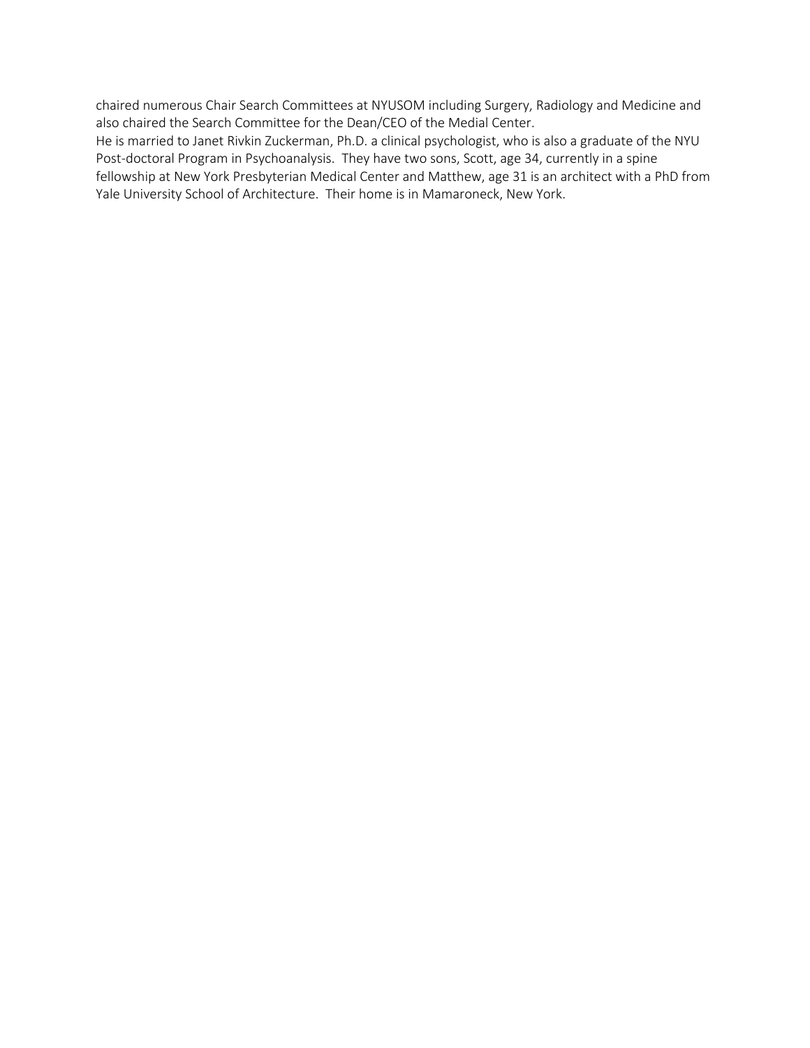chaired numerous Chair Search Committees at NYUSOM including Surgery, Radiology and Medicine and also chaired the Search Committee for the Dean/CEO of the Medial Center.

He is married to Janet Rivkin Zuckerman, Ph.D. a clinical psychologist, who is also a graduate of the NYU Post-doctoral Program in Psychoanalysis. They have two sons, Scott, age 34, currently in a spine fellowship at New York Presbyterian Medical Center and Matthew, age 31 is an architect with a PhD from Yale University School of Architecture. Their home is in Mamaroneck, New York.